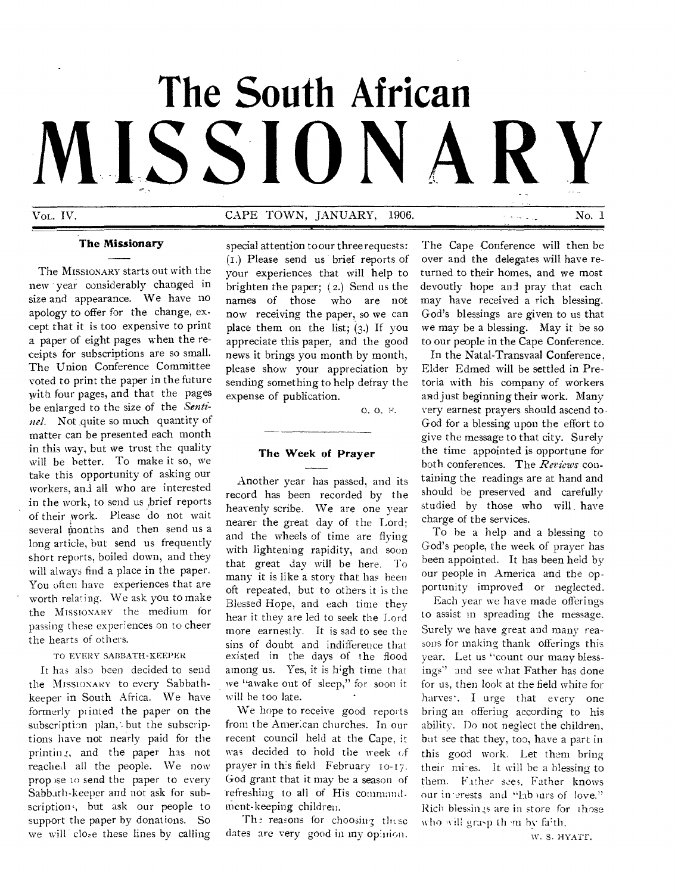# The South African MISSIONARY

VOL. IV. CAPE TOWN, JANUARY, 1906. No. 1

## The Missionary

The MISSIONARY starts out with the new year considerably changed in size and appearance. We have no apology to offer for the change, except that it is too expensive to print a paper of eight pages when the receipts for subscriptions are so small. The Union Conference Committee voted to print the paper in the future with four pages, and that the pages be enlarged to the size of the *Sentinel.* Not quite so much quantity of matter can be presented each month in this way, but we trust the quality will be better. To make it so, we take this opportunity of asking our workers, and all who are interested in the work, to send us brief reports of their work. Please do not wait several months and then send us a long article, but send us frequently short reports, boiled down, and they will always find a place in the paper. You often have experiences that are worth relating. We ask you to make the MISSIONARY the medium for passing these experiences on to cheer the hearts of others.

TO EVERY SABBATH-KEEPER

It has also been decided to send the MISSIONARY to every Sabbath-keeper in South Africa. We have formerly printed the paper on the subscription plan, but the subscriptions have not nearly paid for the printing, and the paper has not reached all the people. We now propose to send the paper to every Sabbath-keeper and not ask for subscriptions, but ask our people to support the paper by donations. So we will close these lines by calling special attention to our three requests: (1.) Please send us brief reports of your experiences that will help to brighten the paper; (2.) Send us the names of those who are not now receiving the paper, so we can place them on the list; (3.) If you appreciate this paper, and the good news it brings you month by month, please show your appreciation by sending something to help defray the expense of publication.

O. O. F.

## The Week of Prayer

Another year has passed, and its record has been recorded by the heavenly scribe. We are one year nearer the great day of the Lord; and the wheels of time are flying with lightening rapidity, and soon that great day will be here. To many it is like a story that has been oft repeated, but to others it is the Blessed Hope, and each time they hear it they are led to seek the Lord more earnestly. It is sad to see the sins of doubt and indifference that existed in the days of the flood among us. Yes, it is high time that we "awake out of sleep," for soon it will be too late.

We hope to receive good reports from the American churches. In our recent council held at the Cape, it was decided to hold the week of prayer in this field February 10-17. God grant that it may be a season of refreshing to all of His commandment-keeping children.

The reasons for choosing these dates are very good in my opinion. The Cape Conference will then be over and the delegates will have returned to their homes, and we most devoutly hope and pray that each may have received a rich blessing. God's blessings are given to us that we may be a blessing. May it be so to our people in the Cape Conference.

In the Natal-Transvaal Conference, Elder Edmed will be settled in Pretoria with his company of workers and just beginning their work. Many very earnest prayers should ascend to God for a blessing upon the effort to give the message to that city. Surely the time appointed is opportune for both conferences. The *Reviews* containing the readings are at hand and should be preserved and carefully studied by those who will have charge of the services.

To be a help and a blessing to God's people, the week of prayer has been appointed. It has been held by our people in America and the opportunity improved or neglected.

Each year we have made offerings to assist in spreading the message. Surely we have great and many reasons for making thank offerings this year. Let us "count our many blessings" and see what Father has done for us, then look at the field white for harvest. I urge that every one bring an offering according to his ability. Do not neglect the children, but see that they, too, have a part in this good work. Let them bring their mites. It will be a blessing to them. Father sees, Father knows our interests and "labours of love." Rich blessings are in store for those who will grasp them by faith.

W. S. HYATT.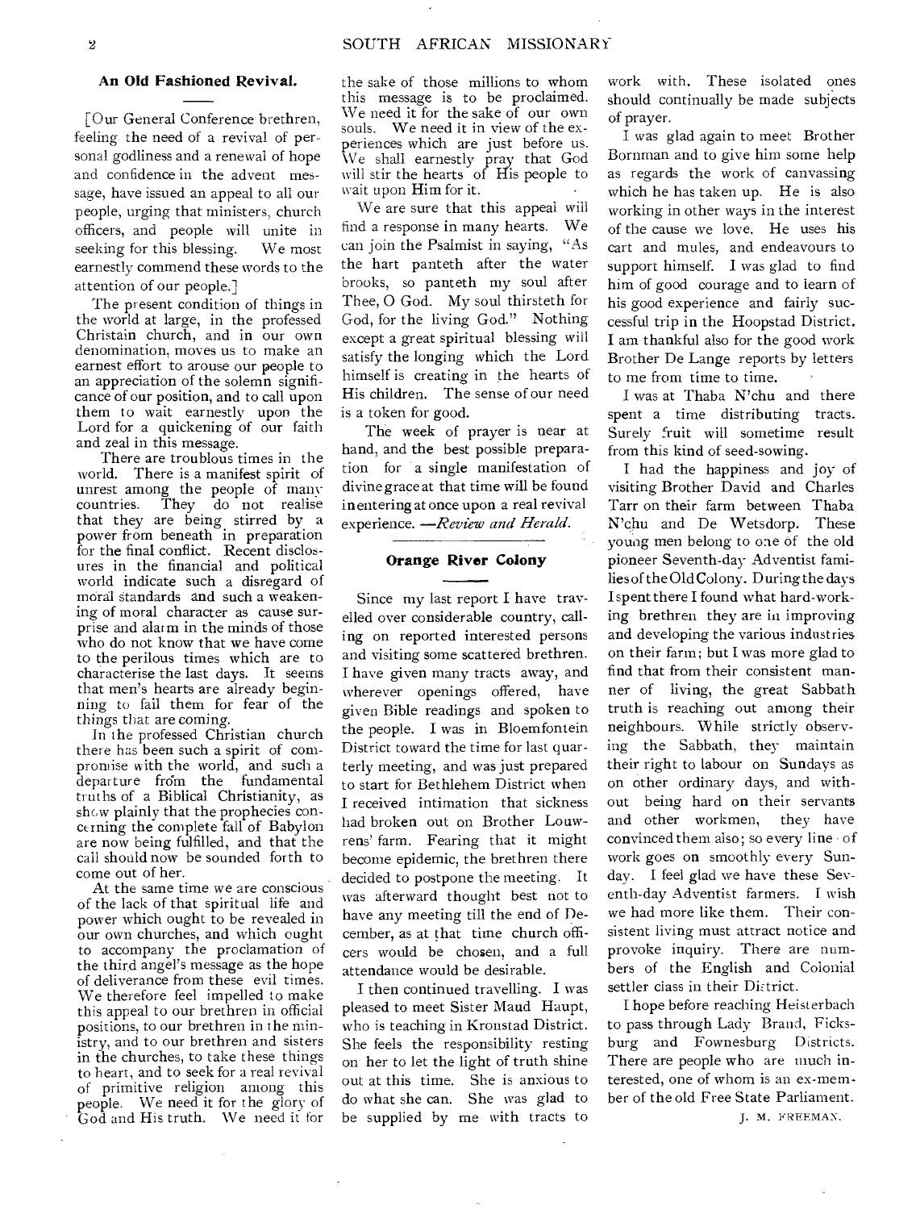### An Old Fashioned Revival.

[Our General Conference brethren, feeling the need of a revival of personal godliness and a renewal of hope and confidence in the advent message, have issued an appeal to all our people, urging that ministers, church officers, and people will unite in seeking for this blessing. We most earnestly commend these words to the attention of our people.]

The present condition of things in the world at large, in the professed Christain church, and in our own denomination, moves us to make an earnest effort to arouse our people to an appreciation of the solemn significance of our position, and to call upon them to wait earnestly upon the Lord for a quickening of our faith and zeal in this message.

There are troublous times in the world. There is a manifest spirit of unrest among the people of many countries. They do not realise that they are being stirred by a power from beneath in preparation for the final conflict. Recent disclosures in the financial and political world indicate such a disregard of moral standards and such a weakening of moral character as cause surprise and alarm in the minds of those who do not know that we have come to the perilous times which are to characterise the last days. It seems that men's hearts are already beginning to fail them for fear of the things that are coming.

In the professed Christian church there has been such a spirit of compromise with the world, and such a departure from the fundamental truths of a Biblical Christianity, as show plainly that the prophecies concerning the complete fall of Babylon are now being fulfilled, and that the call should now be sounded forth to come out of her.

At the same time we are conscious of the lack of that spiritual life and power which ought to be revealed in our own churches, and which ought to accompany the proclamation of the third angel's message as the hope of deliverance from these evil times. We therefore feel impelled to make this appeal to our brethren in official positions, to our brethren in the ministry, and to our brethren and sisters in the churches, to take these things to heart, and to seek for a real revival of primitive religion among this people. We need it for the glory of God and His truth. We need it for the sake of those millions to whom this message is to be proclaimed. We need it for the sake of our own souls. We need it in view of the experiences which are just before us. We shall earnestly pray that God will stir the hearts of His people to wait upon Him for it.

We are sure that this appeal will find a response in many hearts. We can join the Psalmist in saying, "As the hart panteth after the water brooks, so panteth my soul after Thee, O God. My soul thirsteth for God, for the living God." Nothing except a great spiritual blessing will satisfy the longing which the Lord himself is creating in the hearts of His children. The sense of our need is a token for good.

The week of prayer is near at hand, and the best possible preparation for a single manifestation of divine grace at that time will be found in entering at once upon a real revival experience. —*Review and Herald.*

### Orange River Colony

Since my last report I have travelled over considerable country, calling on reported interested persons and visiting some scattered brethren. I have given many tracts away, and wherever openings offered, have given Bible readings and spoken to the people. I was in Bloemfontein District toward the time for last quarterly meeting, and was just prepared to start for Bethlehem District when I received intimation that sickness had broken out on Brother Louwrens' farm. Fearing that it might become epidemic, the brethren there decided to postpone the meeting. It was afterward thought best not to have any meeting till the end of December, as at that time church officers would be chosen, and a full attendance would be desirable.

I then continued travelling. I was pleased to meet Sister Maud Haupt, who is teaching in Kronstad District. She feels the responsibility resting on her to let the light of truth shine out at this time. She is anxious to do what she can. She was glad to be supplied by me with tracts to work with. These isolated ones should continually be made subjects of prayer.

I was glad again to meet Brother Bornman and to give him some help as regards the work of canvassing which he has taken up. He is also working in other ways in the interest of the cause we love. He uses his cart and mules, and endeavours to support himself. I was glad to find him of good courage and to learn of his good experience and fairly successful trip in the Hoopstad District. I am thankful also for the good work Brother De Lange reports by letters to me from time to time.

I was at Thaba N'chu and there spent a time distributing tracts. Surely fruit will sometime result from this kind of seed-sowing.

I had the happiness and joy of visiting Brother David and Charles Tarr on their farm between Thaba N'chu and De Wetsdorp. These young men belong to one of the old pioneer Seventh-day Adventist families of the Old Colony. During the days I spent there I found what hard-working brethren they are in improving and developing the various industries on their farm; but I was more glad to find that from their consistent manner of living, the great Sabbath truth is reaching out among their neighbours. While strictly observing the Sabbath, they maintain their right to labour on Sundays as on other ordinary days, and without being hard on their servants and other workmen, they have convinced them also; so every line of work goes on smoothly every Sunday. I feel glad we have these Seventh-day Adventist farmers. I wish we had more like them. Their consistent living must attract notice and provoke inquiry. There are numbers of the English and Colonial settler class in their District.

I hope before reaching Heisterbach to pass through Lady Brand, Ficksburg and Fownesburg Districts. There are people who are much interested, one of whom is an ex-member of the old Free State Parliament.

J. M. FREEMAN.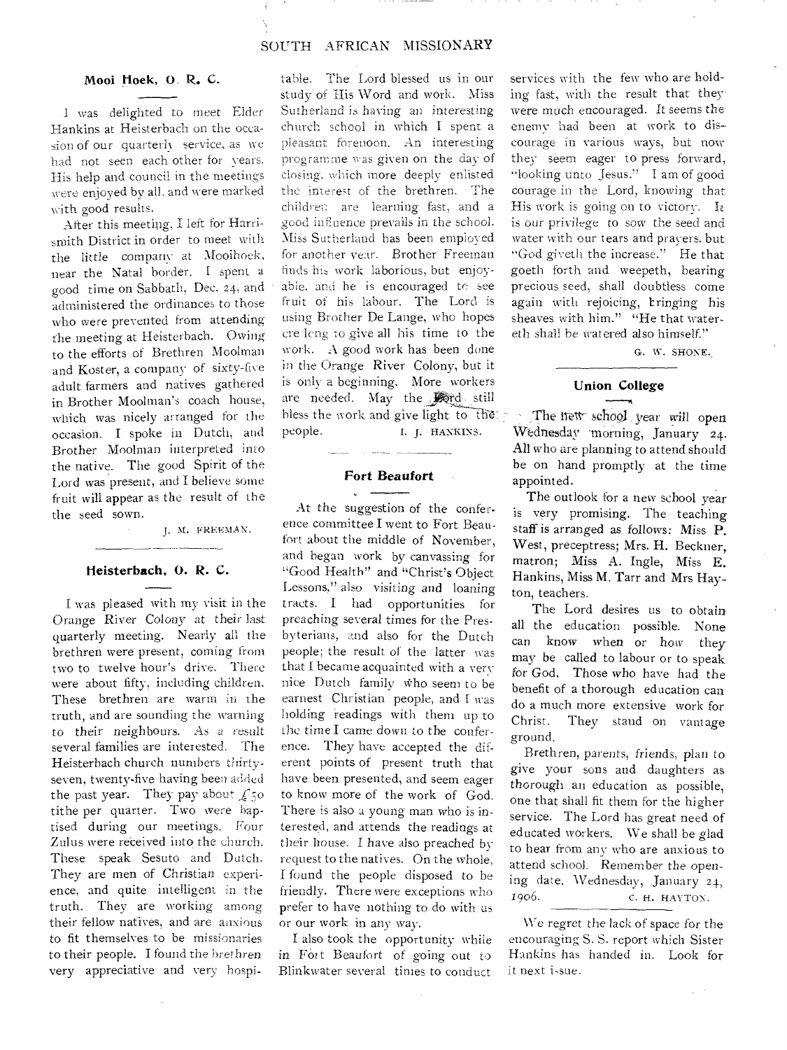### Mooi Hoek, O. R. C.

I was delighted to meet Elder Hankins at Heisterbach on the occasion of our quarterly service, as we had not seen each other for years. His help and council in the meetings were enjoyed by all, and were marked with good results.

After this meeting, I left for Harrismith District in order to meet with the little company at Mooihoek, near the Natal border. I spent a good time on Sabbath, Dec. 24, and administered the ordinances to those who were prevented from attending the meeting at Heisterbach. Owing to the efforts of Brethren Moolman and Koster, a company of sixty-five adult farmers and natives gathered in Brother Moolman's coach house, which was nicely arranged for the occasion. I spoke in Dutch, and Brother Moolman interpreted into the native. The good Spirit of the Lord was present, and I believe some fruit will appear as the result of the the seed sown.

J. M. FREEMAN.

### Heisterbach, O. R. C.

I was pleased with my visit in the Orange River Colony at their last quarterly meeting. Nearly all the brethren were present, coming from two to twelve hour's drive. There were about fifty, including children. These brethren are warm in the truth, and are sounding the warning to their neighbours. As a result several families are interested. The Heisterbach church numbers thirty-seven, twenty-five having been added the past year. They pay about £50 tithe per quarter. Two were baptised during our meetings. Four Zulus were received into the church. These speak Sesuto and Dutch. They are men of Christian experience, and quite intelligent in the truth. They are working among their fellow natives, and are anxious to fit themselves to be missionaries to their people. I found the brethren very appreciative and very hospitable. The Lord blessed us in our study of His Word and work. Miss Sutherland is having an interesting church school in which I spent a pleasant forenoon. An interesting programme was given on the day of closing, which more deeply enlisted the interest of the brethren. The children are learning fast, and a good influence prevails in the school. Miss Sutherland has been employed for another year. Brother Freeman finds his work laborious, but enjoyable, and he is encouraged to see fruit of his labour. The Lord is using Brother De Lange, who hopes ere long to give all his time to the work. A good work has been done in the Orange River Colony, but it is only a beginning. More workers are needed. May the Lord still bless the work and give light to the people.

I. J. HANKINS.

### Fort Beaufort

At the suggestion of the conference committee I went to Fort Beaufort about the middle of November, and began work by canvassing for "Good Health" and "Christ's Object Lessons," also visiting and loaning tracts. I had opportunities for preaching several times for the Presbyterians, and also for the Dutch people; the result of the latter was that I became acquainted with a very nice Dutch family who seem to be earnest Christian people, and I was holding readings with them up to the time I came down to the conference. They have accepted the different points of present truth that have been presented, and seem eager to know more of the work of God. There is also a young man who is interested, and attends the readings at their house. I have also preached by request to the natives. On the whole, I found the people disposed to be friendly. There were exceptions who prefer to have nothing to do with us or our work in any way.

I also took the opportunity while in Fort Beaufort of going out to Blinkwater several times to conduct services with the few who are holding fast, with the result that they were much encouraged. It seems the enemy had been at work to discourage in various ways, but now they seem eager to press forward, "looking unto Jesus." I am of good courage in the Lord, knowing that His work is going on to victory. It is our privilege to sow the seed and water with our tears and prayers, but "God giveth the increase." He that goeth forth and weepeth, bearing precious seed, shall doubtless come again with rejoicing, bringing his sheaves with him." "He that watereth shall be watered also himself."

G. W. SHONE.

### Union College

The new school year will open Wednesday morning, January 24. All who are planning to attend should be on hand promptly at the time appointed.

The outlook for a new school year is very promising. The teaching staff is arranged as follows: Miss P. West, preceptress; Mrs. H. Beckner, matron; Miss A. Ingle, Miss E. Hankins, Miss M. Tarr and Mrs Hayton, teachers.

The Lord desires us to obtain all the education possible. None can know when or how they may be called to labour or to speak for God. Those who have had the benefit of a thorough education can do a much more extensive work for Christ. They stand on vantage ground.

Brethren, parents, friends, plan to give your sons and daughters as thorough an education as possible, one that shall fit them for the higher service. The Lord has great need of educated workers. We shall be glad to hear from any who are anxious to attend school. Remember the opening date, Wednesday, January 24, 1906.

C. H. HAYTON.

We regret the lack of space for the encouraging S. S. report which Sister Hankins has handed in. Look for it next issue.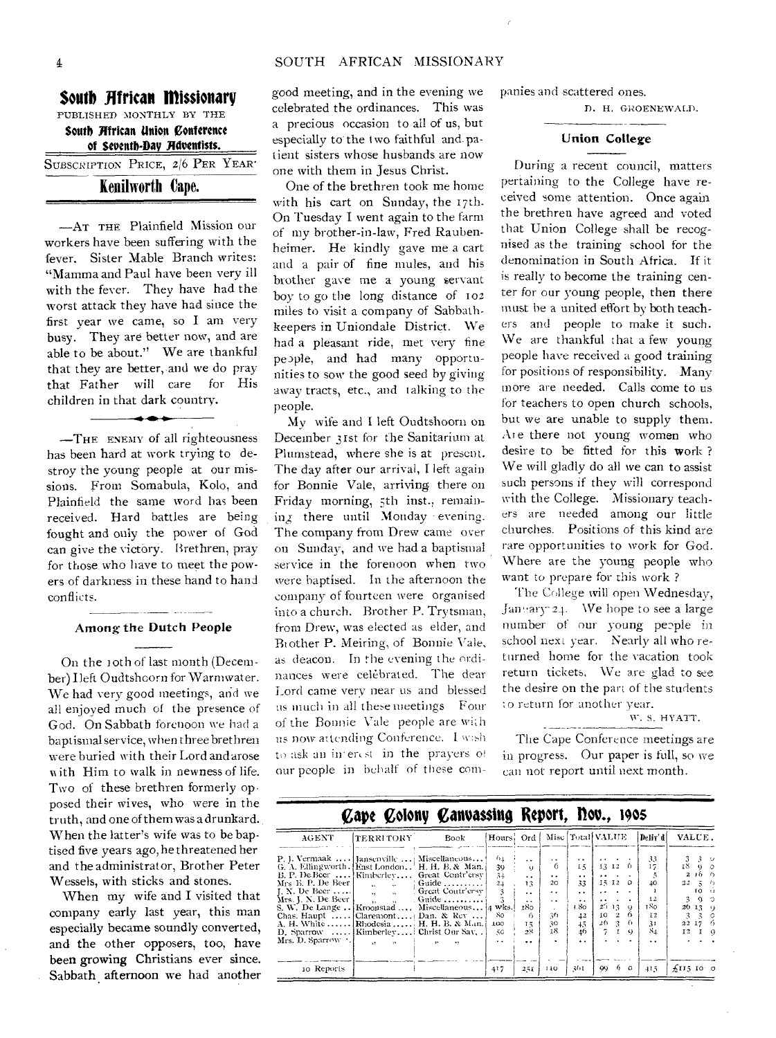# South African Missionary

PUBLISHED MONTHLY BY THE

**South African Union Conference of Seventh-Day Adventists.**

SUBSCRIPTION PRICE, 2/6 PER YEAR.

## Kenilworth Cape.

—AT THE Plainfield Mission our workers have been suffering with the fever. Sister Mable Branch writes: "Mamma and Paul have been very ill with the fever. They have had the worst attack they have had since the first year we came, so I am very busy. They are better now, and are able to be about." We are thankful that they are better, and we do pray that Father will care for His children in that dark country.

—THE ENEMY of all righteousness has been hard at work trying to destroy the young people at our missions. From Somabula, Kolo, and Plainfield the same word has been received. Hard battles are being fought and only the power of God can give the victory. Brethren, pray for those who have to meet the powers of darkness in these hand to hand conflicts.

### Among the Dutch People

On the 10th of last month (December) I left Oudtshoorn for Warmwater. We had very good meetings, and we all enjoyed much of the presence of God. On Sabbath forenoon we had a baptismal service, when three brethren were buried with their Lord and arose with Him to walk in newness of life. Two of these brethren formerly opposed their wives, who were in the truth, and one of them was a drunkard. When the latter's wife was to be baptised five years ago, he threatened her and the administrator, Brother Peter Wessels, with sticks and stones.

When my wife and I visited that company early last year, this man especially became soundly converted, and the other opposers, too, have been growing Christians ever since. Sabbath afternoon we had another good meeting, and in the evening we celebrated the ordinances. This was a precious occasion to all of us, but especially to the two faithful and patient sisters whose husbands are now one with them in Jesus Christ.

One of the brethren took me home with his cart on Sunday, the 17th. On Tuesday I went again to the farm of my brother-in-law, Fred Raubenheimer. He kindly gave me a cart and a pair of fine mules, and his brother gave me a young servant boy to go the long distance of 102 miles to visit a company of Sabbath-keepers in Uniondale District. We had a pleasant ride, met very fine people, and had many opportunities to sow the good seed by giving away tracts, etc., and talking to the people.

My wife and I left Oudtshoorn on December 31st for the Sanitarium at Plumstead, where she is at present. The day after our arrival, I left again for Bonnie Vale, arriving there on Friday morning, 5th inst., remaining there until Monday evening. The company from Drew came over on Sunday, and we had a baptismal service in the forenoon when two were baptised. In the afternoon the company of fourteen were organised into a church. Brother P. Trytsman, from Drew, was elected as elder, and Brother P. Meiring, of Bonnie Vale, as deacon. In the evening the ordinances were celebrated. The dear Lord came very near us and blessed us much in all these meetings. Four of the Bonnie Vale people are with us now attending Conference. I wish to ask an interest in the prayers of our people in behalf of these companies and scattered ones.

D. H. GROENEWALD.

### Union College

During a recent council, matters pertaining to the College have received some attention. Once again the brethren have agreed and voted that Union College shall be recognised as the training school for the denomination in South Africa. If it is really to become the training center for our young people, then there must be a united effort by both teachers and people to make it such. We are thankful that a few young people have received a good training for positions of responsibility. Many more are needed. Calls come to us for teachers to open church schools, but we are unable to supply them. Are there not young women who desire to be fitted for this work? We will gladly do all we can to assist such persons if they will correspond with the College. Missionary teachers are needed among our little churches. Positions of this kind are rare opportunities to work for God. Where are the young people who want to prepare for this work?

The College will open Wednesday, January 24. We hope to see a large number of our young people in school next year. Nearly all who returned home for the vacation took return tickets. We are glad to see the desire on the part of the students to return for another year.

W. S. HYATT.

The Cape Conference meetings are in progress. Our paper is full, so we can not report until next month.

## Cape Colony Canvassing Report, Nov., 1905

| AGENT | TERRITORY | Book | Hours | Ord | Misc | Total | VALUE | Deliv'd | VALUE. |
|---|---|---|---|---|---|---|---|---|---|
| P. J. Vermaak | Jansenville | Miscellaneous | 64 | .. | .. | .. | .. | 33 | 3 3 0 |
| G. A. Ellingworth | East London | H. H. B. & Man. | 39 | 9 | 6 | 15 | 13 12 6 | 17 | 18 9 0 |
| B. P. De Beer | Kimberley | Great Contr'ersy | 34 | .. | .. | .. | .. | 5 | 2 16 6 |
| Mrs B. P. De Beer | " " | Guide | 24 | 13 | 20 | 33 | 15 12 0 | 40 | 22 5 6 |
| J. N. De Beer | " " | Great Contr'ersy | 3 | .. | .. | .. | .. | 1 | 10 0 |
| Mrs J. N. De Beer | " " | Guide | 3 | .. | .. | .. | .. | 12 | 3 9 0 |
| S. W. De Lange | Kroonstad | Miscellaneous | 4 wks. | 180 | | 180 | 25 13 9 | 180 | 20 13 9 |
| Chas. Haupt | Claremont | Dan. & Rev | 80 | 6 | 36 | 42 | 10 2 6 | 12 | 3 3 0 |
| A. H. White | Rhodesia | H. H. B. & Man. | 100 | 15 | 30 | 45 | 26 3 6 | 31 | 22 17 6 |
| D. Sparrow | Kimberley | Christ Our Sav. | 56 | 28 | 18 | 46 | 7 1 9 | 84 | 12 1 9 |
| Mrs. D. Sparrow | " " | " " | .. | .. | .. | .. | .. | .. | .. |
| 10 Reports | | | 417 | 251 | 110 | 361 | 99 6 0 | 415 | £115 10 0 |